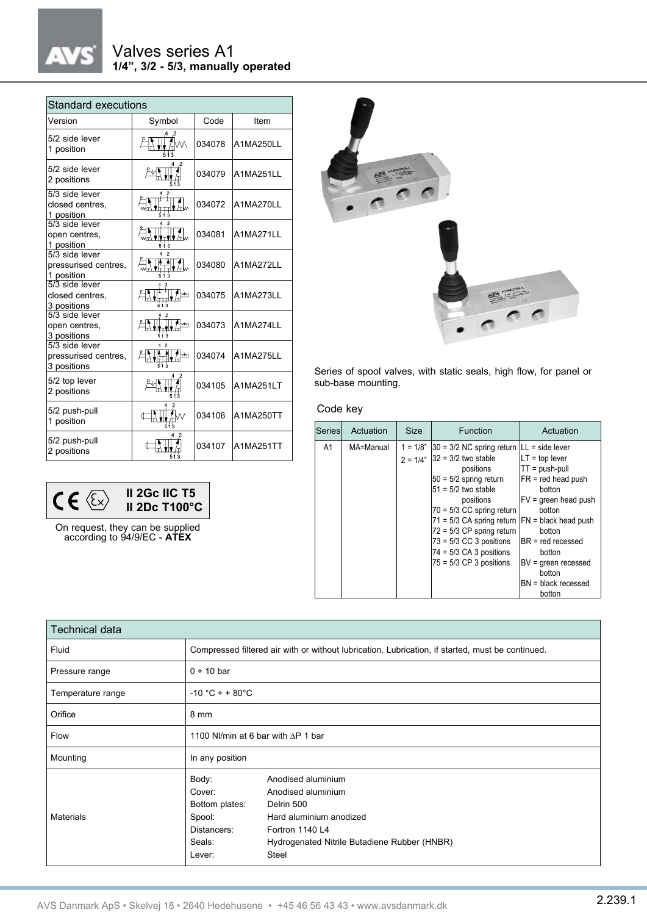# Valves series A1

**1/4", 3/2 - 5/3, manually operated**

| Standard executions | | | |
|---|---|---|---|
| Version | Symbol | Code | Item |
| 5/2 side lever 1 position | | 034078 | A1MA250LL |
| 5/2 side lever 2 positions | | 034079 | A1MA251LL |
| 5/3 side lever closed centres, 1 position | | 034072 | A1MA270LL |
| 5/3 side lever open centres, 1 position | | 034081 | A1MA271LL |
| 5/3 side lever pressurised centres, 1 position | | 034080 | A1MA272LL |
| 5/3 side lever closed centres, 3 positions | | 034075 | A1MA273LL |
| 5/3 side lever open centres, 3 positions | | 034073 | A1MA274LL |
| 5/3 side lever pressurised centres, 3 positions | | 034074 | A1MA275LL |
| 5/2 top lever 2 positions | | 034105 | A1MA251LT |
| 5/2 push-pull 1 position | | 034106 | A1MA250TT |
| 5/2 push-pull 2 positions | | 034107 | A1MA251TT |

**II 2Gc IIC T5**
**II 2Dc T100°C**

On request, they can be supplied according to 94/9/EC - **ATEX**

Series of spool valves, with static seals, high flow, for panel or sub-base mounting.

## Code key

| Series | Actuation | Size | Function | Actuation |
|---|---|---|---|---|
| A1 | MA=Manual | 1 = 1/8"<br>2 = 1/4" | 30 = 3/2 NC spring return<br>32 = 3/2 two stable positions<br>50 = 5/2 spring return<br>51 = 5/2 two stable positions<br>70 = 5/3 CC spring return<br>71 = 5/3 CA spring return<br>72 = 5/3 CP spring return<br>73 = 5/3 CC 3 positions<br>74 = 5/3 CA 3 positions<br>75 = 5/3 CP 3 positions | LL = side lever<br>LT = top lever<br>TT = push-pull<br>FR = red head push botton<br>FV = green head push botton<br>FN = black head push botton<br>BR = red recessed botton<br>BV = green recessed botton<br>BN = black recessed botton |

| Technical data | |
|---|---|
| Fluid | Compressed filtered air with or without lubrication. Lubrication, if started, must be continued. |
| Pressure range | 0 ÷ 10 bar |
| Temperature range | -10 °C ÷ + 80°C |
| Orifice | 8 mm |
| Flow | 1100 Nl/min at 6 bar with ΔP 1 bar |
| Mounting | In any position |
| Materials | Body: Anodised aluminium<br>Cover: Anodised aluminium<br>Bottom plates: Delrin 500<br>Spool: Hard aluminium anodized<br>Distancers: Fortron 1140 L4<br>Seals: Hydrogenated Nitrile Butadiene Rubber (HNBR)<br>Lever: Steel |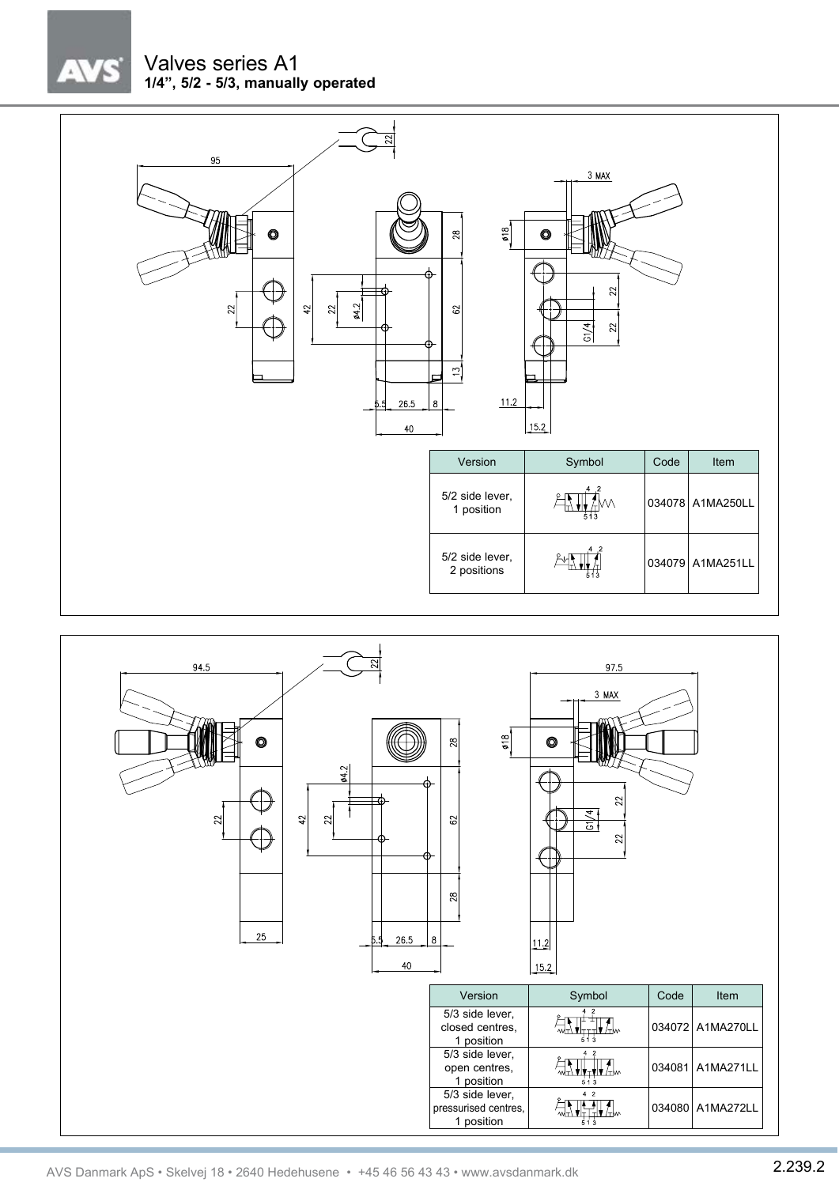# Valves series A1

**1/4", 5/2 - 5/3, manually operated**

| Version | Symbol | Code | Item |
|---|---|---|---|
| 5/2 side lever, 1 position | | 034078 | A1MA250LL |
| 5/2 side lever, 2 positions | | 034079 | A1MA251LL |

| Version | Symbol | Code | Item |
|---|---|---|---|
| 5/3 side lever, closed centres, 1 position | | 034072 | A1MA270LL |
| 5/3 side lever, open centres, 1 position | | 034081 | A1MA271LL |
| 5/3 side lever, pressurised centres, 1 position | | 034080 | A1MA272LL |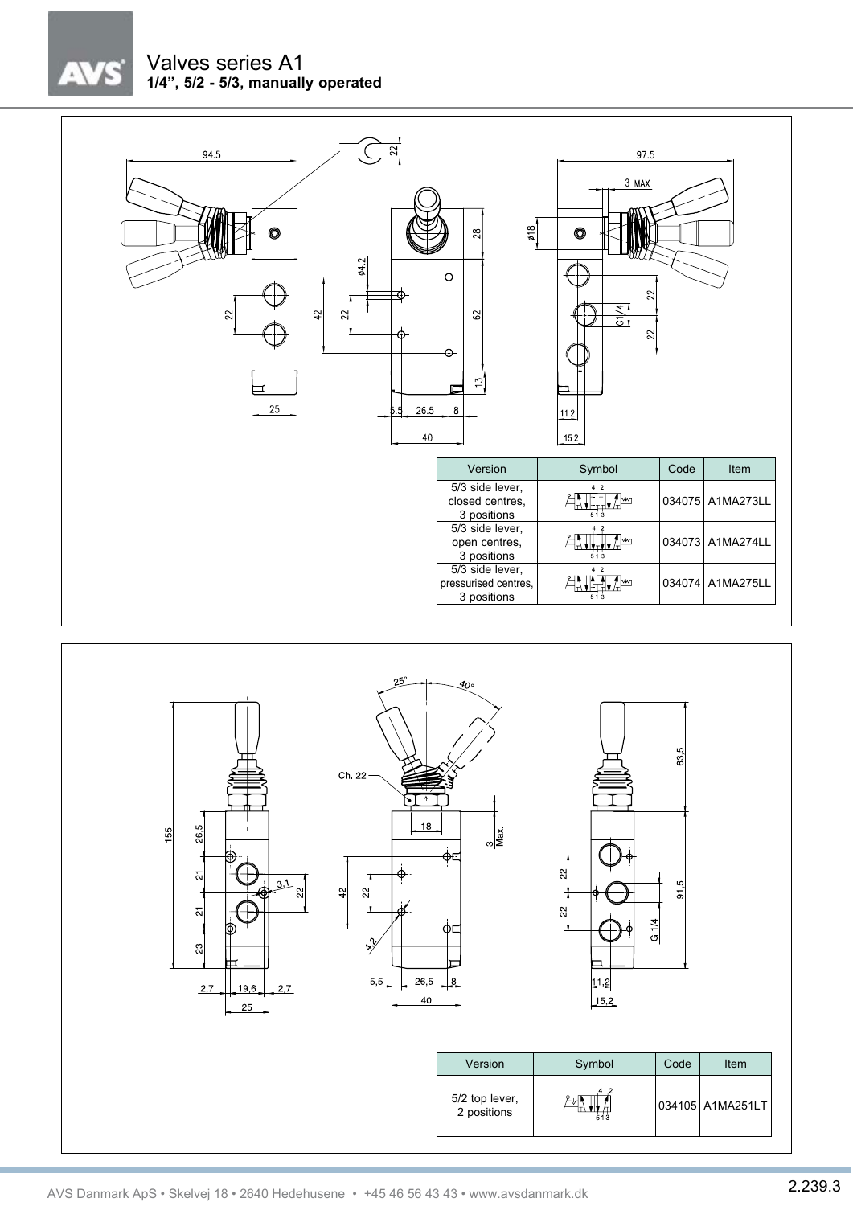# Valves series A1

**1/4", 5/2 - 5/3, manually operated**

| Version | Symbol | Code | Item |
|---|---|---|---|
| 5/3 side lever, closed centres, 3 positions | | 034075 | A1MA273LL |
| 5/3 side lever, open centres, 3 positions | | 034073 | A1MA274LL |
| 5/3 side lever, pressurised centres, 3 positions | | 034074 | A1MA275LL |

| Version | Symbol | Code | Item |
|---|---|---|---|
| 5/2 top lever, 2 positions | | 034105 | A1MA251LT |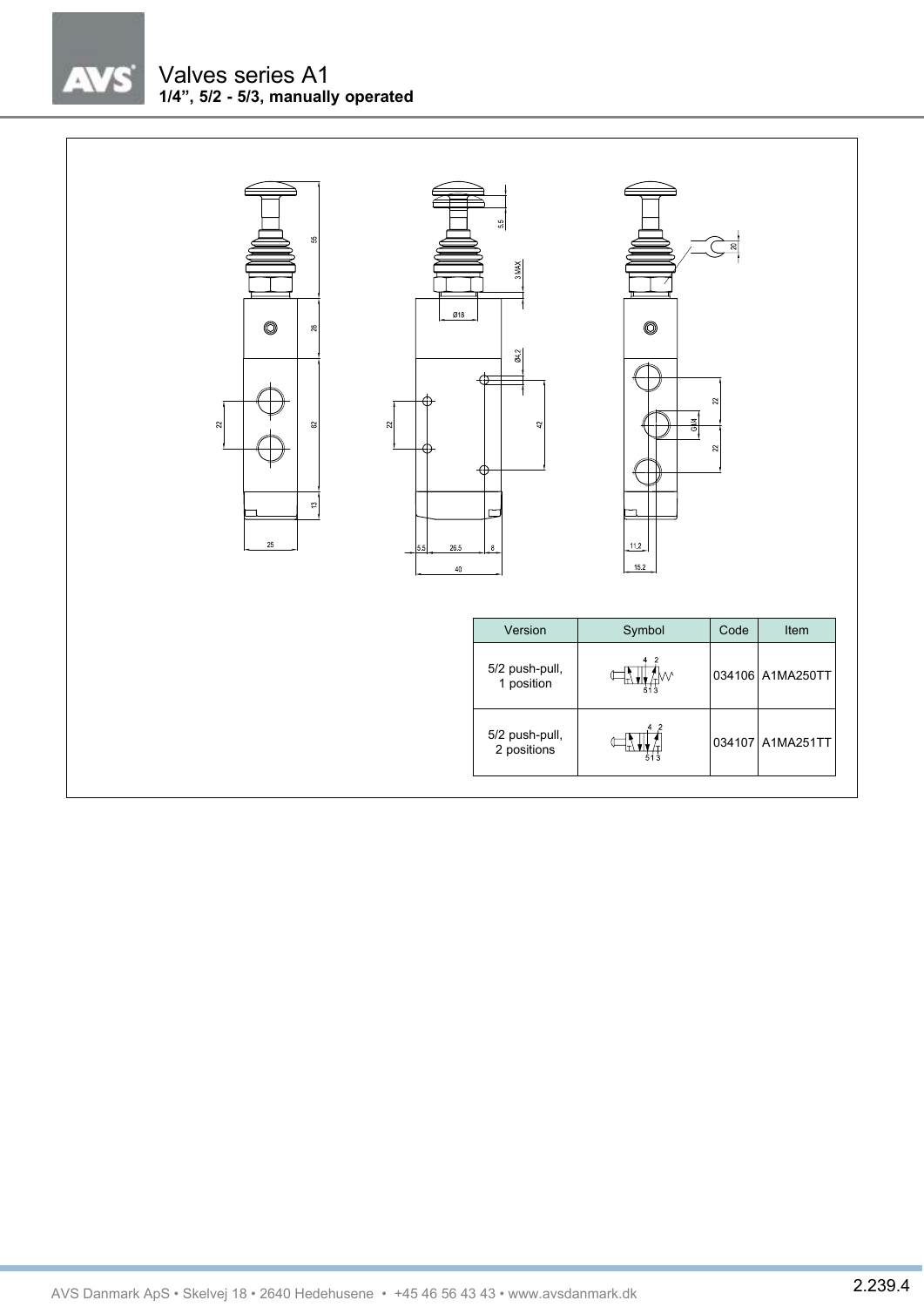# Valves series A1

**1/4", 5/2 - 5/3, manually operated**

55

28

62

13

22

25

5.5

3 MAX

Ø18

Ø4.2

22

42

5.5

26.5

8

40

20

22

G1/4

22

11.2

15.2

| Version | Symbol | Code | Item |
|---|---|---|---|
| 5/2 push-pull, 1 position | 4 2 / 5 1 3 | 034106 | A1MA250TT |
| 5/2 push-pull, 2 positions | 4 2 / 5 1 3 | 034107 | A1MA251TT |

AVS Danmark ApS • Skelvej 18 • 2640 Hedehusene • +45 46 56 43 43 • www.avsdanmark.dk